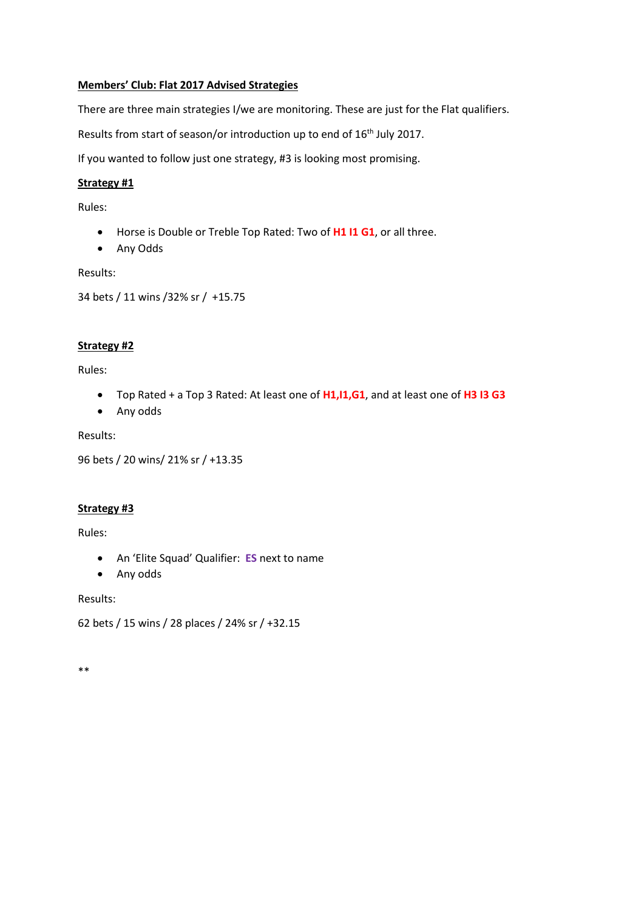**Members' Club: Flat 2017 Advised Strategies**

There are three main strategies I/we are monitoring. These are just for the Flat qualifiers.

Results from start of season/or introduction up to end of 16th July 2017.

If you wanted to follow just one strategy, #3 is looking most promising.

**Strategy #1**

Rules:

- Horse is Double or Treble Top Rated: Two of **H1 I1 G1**, or all three.
- Any Odds

Results:

34 bets / 11 wins /32% sr / +15.75

**Strategy #2**

Rules:

- Top Rated + a Top 3 Rated: At least one of **H1,I1,G1**, and at least one of **H3 I3 G3**
- Any odds

Results:

96 bets / 20 wins/ 21% sr / +13.35

**Strategy #3**

Rules:

- An 'Elite Squad' Qualifier: **ES** next to name
- Any odds

Results:

62 bets / 15 wins / 28 places / 24% sr / +32.15

**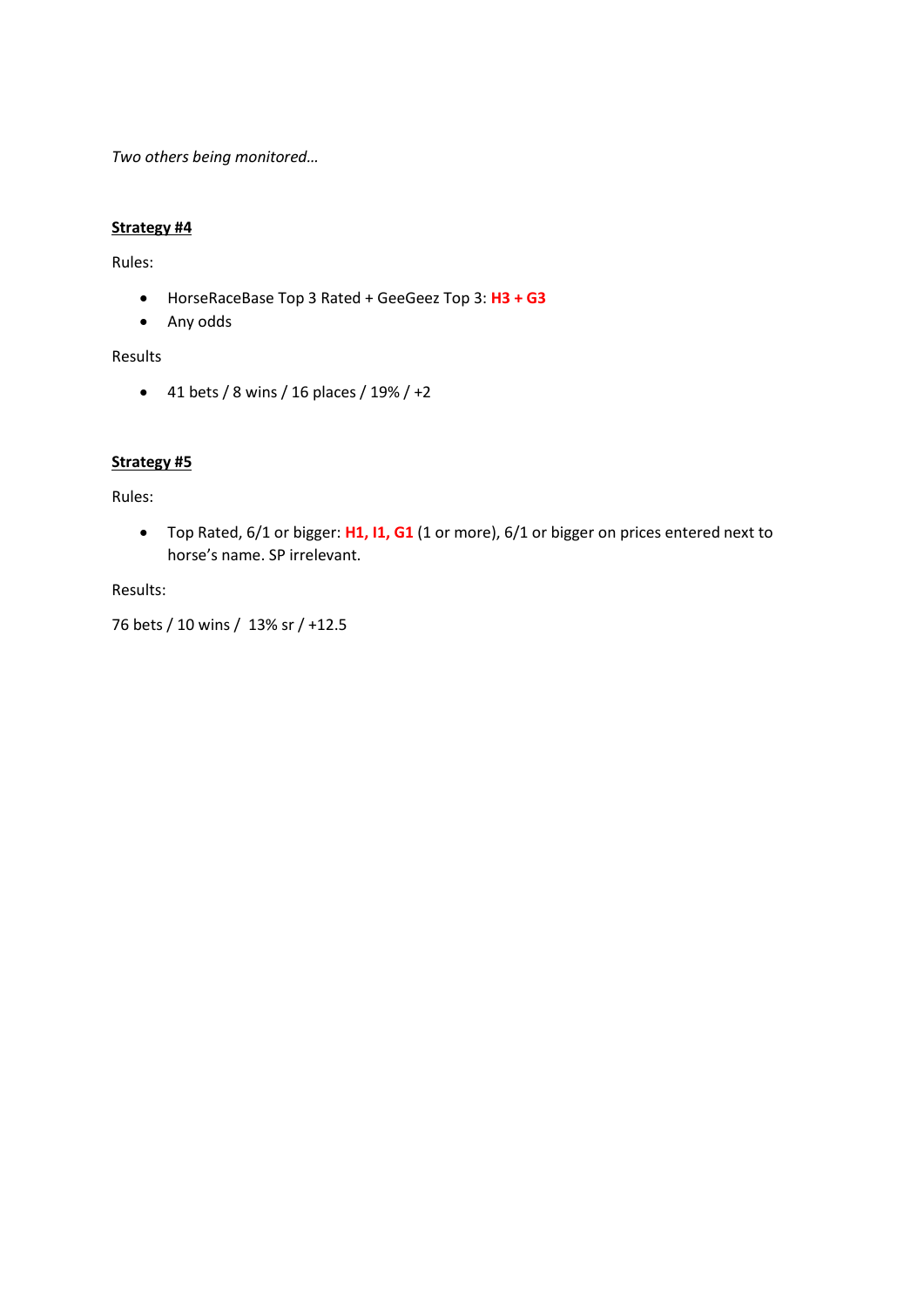*Two others being monitored…*

**<u>Strategy #4</u>**

Rules:

- HorseRaceBase Top 3 Rated + GeeGeez Top 3: **H3 + G3**
- Any odds

Results

- 41 bets / 8 wins / 16 places / 19% / +2

**<u>Strategy #5</u>**

Rules:

- Top Rated, 6/1 or bigger: **H1, I1, G1** (1 or more), 6/1 or bigger on prices entered next to horse's name. SP irrelevant.

Results:

76 bets / 10 wins / 13% sr / +12.5